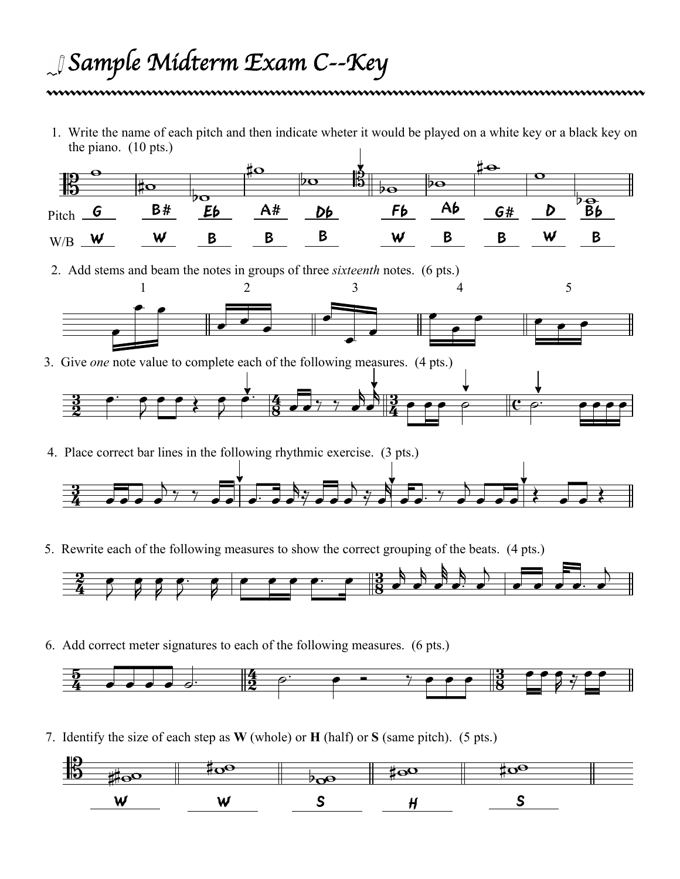# Sample Midterm Exam C--Key

1. Write the name of each pitch and then indicate wheter it would be played on a white key or a black key on the piano. (10 pts.)

| Pitch | G | B# | Eb | A# | Db | Fb | Ab | G# | D | Bb |
|---|---|---|---|---|---|---|---|---|---|---|
| W/B | W | W | B | B | B | W | B | B | W | B |

2. Add stems and beam the notes in groups of three *sixteenth* notes. (6 pts.)

1 2 3 4 5

3. Give *one* note value to complete each of the following measures. (4 pts.)

4. Place correct bar lines in the following rhythmic exercise. (3 pts.)

5. Rewrite each of the following measures to show the correct grouping of the beats. (4 pts.)

6. Add correct meter signatures to each of the following measures. (6 pts.)

7. Identify the size of each step as **W** (whole) or **H** (half) or **S** (same pitch). (5 pts.)

W W S H S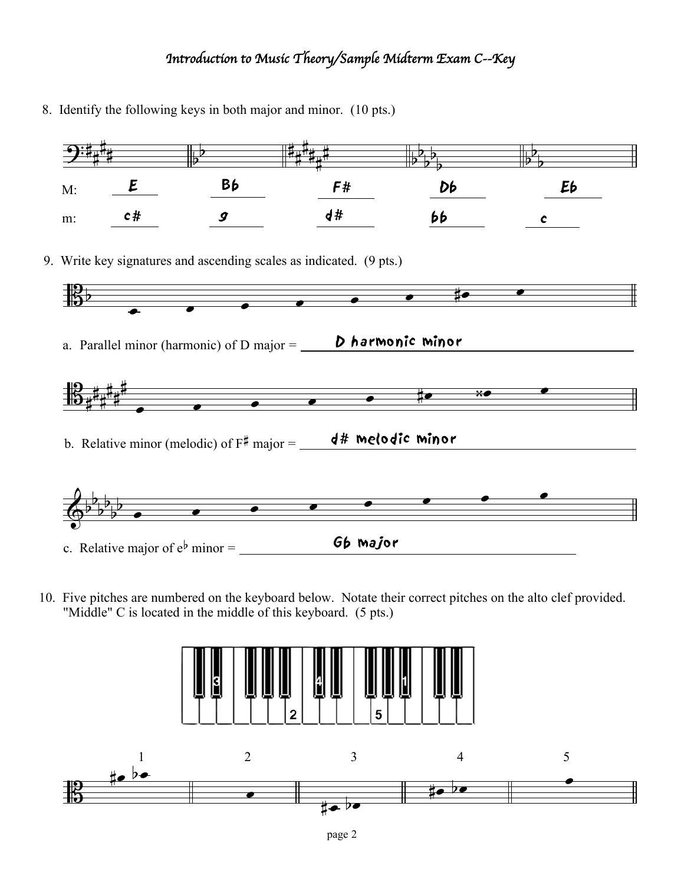# *Introduction to Music Theory/Sample Midterm Exam C--Key*

8. Identify the following keys in both major and minor. (10 pts.)

| | | | | | |
|---|---|---|---|---|---|
| M: | E | Bb | F# | Db | Eb |
| m: | c# | g | d# | bb | c |

9. Write key signatures and ascending scales as indicated. (9 pts.)

a. Parallel minor (harmonic) of D major = D harmonic minor

b. Relative minor (melodic) of F♯ major = d# melodic minor

c. Relative major of e♭ minor = Gb major

10. Five pitches are numbered on the keyboard below. Notate their correct pitches on the alto clef provided. "Middle" C is located in the middle of this keyboard. (5 pts.)

1 2 3 4 5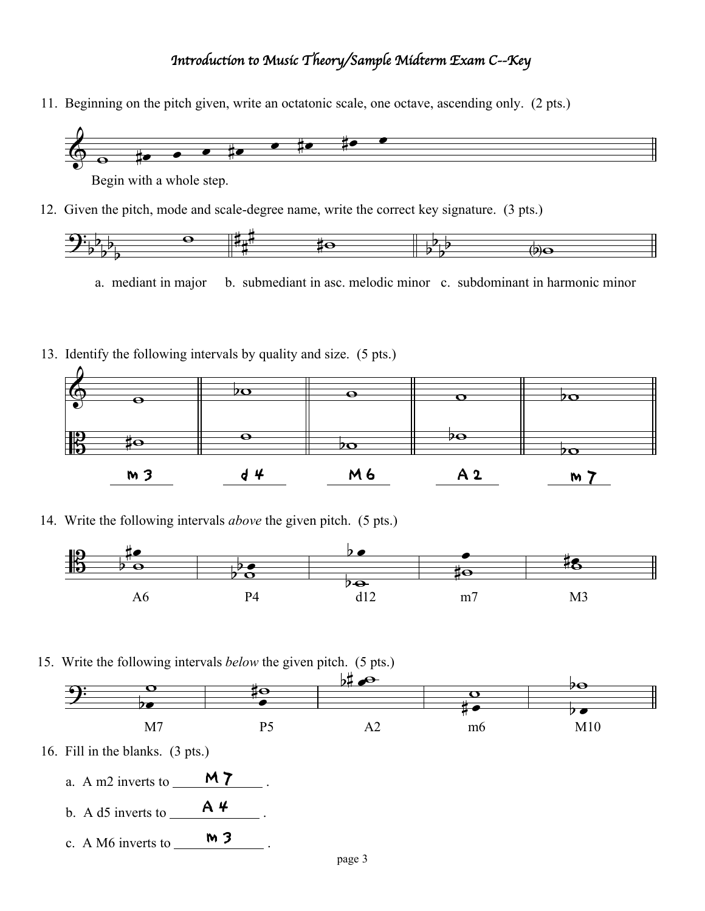# *Introduction to Music Theory/Sample Midterm Exam C--Key*

11. Beginning on the pitch given, write an octatonic scale, one octave, ascending only. (2 pts.)

Begin with a whole step.

12. Given the pitch, mode and scale-degree name, write the correct key signature. (3 pts.)

a. mediant in major b. submediant in asc. melodic minor c. subdominant in harmonic minor

13. Identify the following intervals by quality and size. (5 pts.)

| m 3 | d 4 | M 6 | A 2 | m 7 |
|---|---|---|---|---|

14. Write the following intervals *above* the given pitch. (5 pts.)

| A6 | P4 | d12 | m7 | M3 |
|---|---|---|---|---|

15. Write the following intervals *below* the given pitch. (5 pts.)

| M7 | P5 | A2 | m6 | M10 |
|---|---|---|---|---|

16. Fill in the blanks. (3 pts.)

a. A m2 inverts to M 7 .

b. A d5 inverts to A 4 .

c. A M6 inverts to m 3 .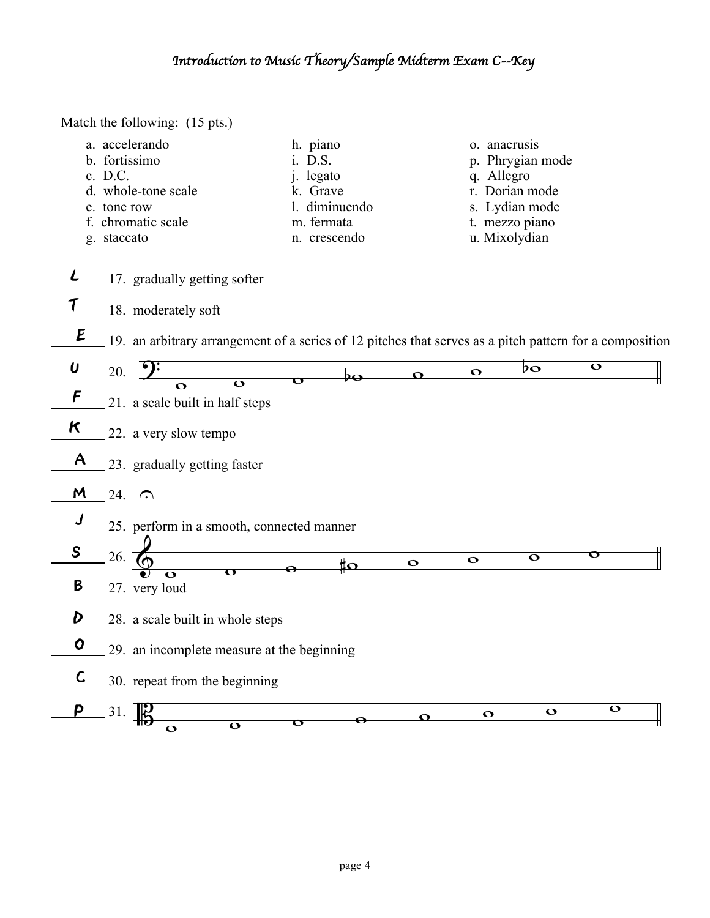# *Introduction to Music Theory/Sample Midterm Exam C--Key*

Match the following: (15 pts.)

a. accelerando
b. fortissimo
c. D.C.
d. whole-tone scale
e. tone row
f. chromatic scale
g. staccato
h. piano
i. D.S.
j. legato
k. Grave
l. diminuendo
m. fermata
n. crescendo
o. anacrusis
p. Phrygian mode
q. Allegro
r. Dorian mode
s. Lydian mode
t. mezzo piano
u. Mixolydian

L 17. gradually getting softer

T 18. moderately soft

E 19. an arbitrary arrangement of a series of 12 pitches that serves as a pitch pattern for a composition

U 20.

F 21. a scale built in half steps

K 22. a very slow tempo

A 23. gradually getting faster

M 24. 𝄐

J 25. perform in a smooth, connected manner

S 26.

B 27. very loud

D 28. a scale built in whole steps

O 29. an incomplete measure at the beginning

C 30. repeat from the beginning

P 31.